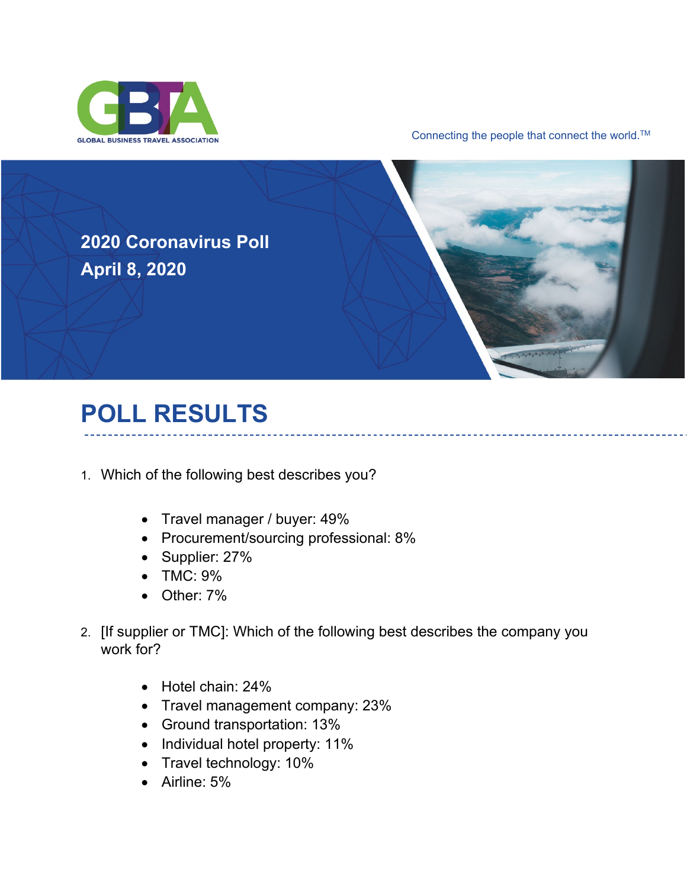GLOBAL BUSINESS TRAVEL ASSOCIATION

Connecting the people that connect the world.™

# 2020 Coronavirus Poll
# April 8, 2020

## POLL RESULTS

1. Which of the following best describes you?

    - Travel manager / buyer: 49%
    - Procurement/sourcing professional: 8%
    - Supplier: 27%
    - TMC: 9%
    - Other: 7%

2. [If supplier or TMC]: Which of the following best describes the company you work for?

    - Hotel chain: 24%
    - Travel management company: 23%
    - Ground transportation: 13%
    - Individual hotel property: 11%
    - Travel technology: 10%
    - Airline: 5%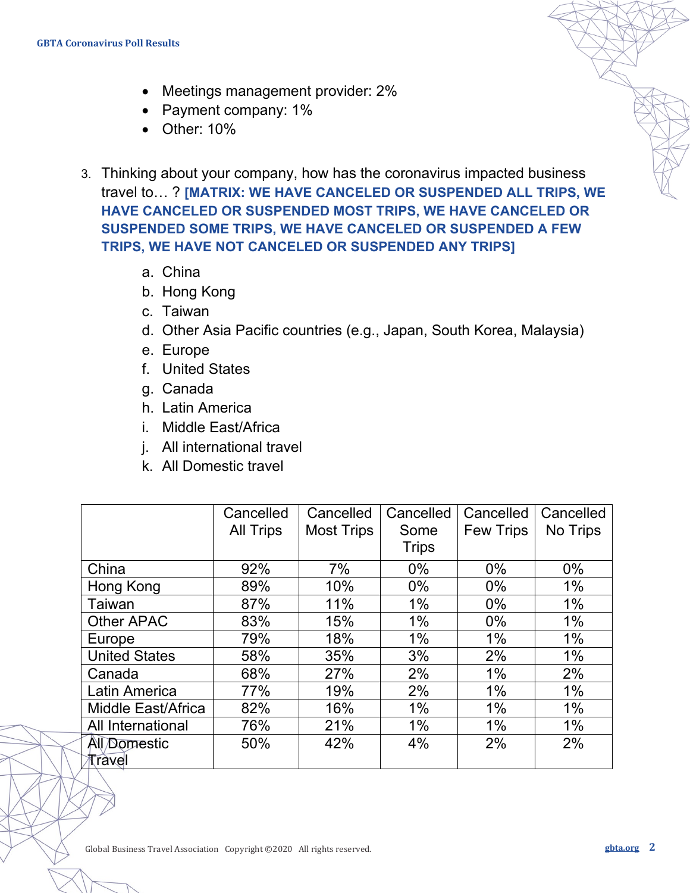- Meetings management provider: 2%
- Payment company: 1%
- Other: 10%

3. Thinking about your company, how has the coronavirus impacted business travel to… ? **[MATRIX: WE HAVE CANCELED OR SUSPENDED ALL TRIPS, WE HAVE CANCELED OR SUSPENDED MOST TRIPS, WE HAVE CANCELED OR SUSPENDED SOME TRIPS, WE HAVE CANCELED OR SUSPENDED A FEW TRIPS, WE HAVE NOT CANCELED OR SUSPENDED ANY TRIPS]**

   a. China
   b. Hong Kong
   c. Taiwan
   d. Other Asia Pacific countries (e.g., Japan, South Korea, Malaysia)
   e. Europe
   f. United States
   g. Canada
   h. Latin America
   i. Middle East/Africa
   j. All international travel
   k. All Domestic travel

| | Cancelled All Trips | Cancelled Most Trips | Cancelled Some Trips | Cancelled Few Trips | Cancelled No Trips |
|---|---|---|---|---|---|
| China | 92% | 7% | 0% | 0% | 0% |
| Hong Kong | 89% | 10% | 0% | 0% | 1% |
| Taiwan | 87% | 11% | 1% | 0% | 1% |
| Other APAC | 83% | 15% | 1% | 0% | 1% |
| Europe | 79% | 18% | 1% | 1% | 1% |
| United States | 58% | 35% | 3% | 2% | 1% |
| Canada | 68% | 27% | 2% | 1% | 2% |
| Latin America | 77% | 19% | 2% | 1% | 1% |
| Middle East/Africa | 82% | 16% | 1% | 1% | 1% |
| All International | 76% | 21% | 1% | 1% | 1% |
| All Domestic Travel | 50% | 42% | 4% | 2% | 2% |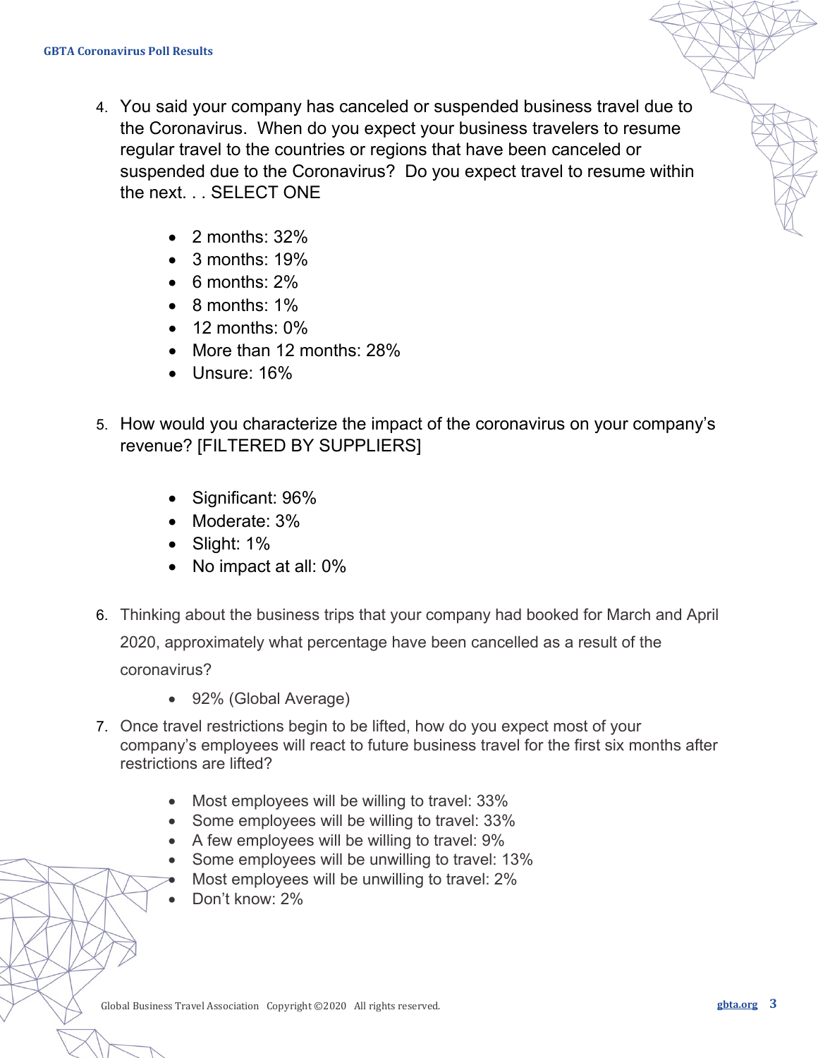4. You said your company has canceled or suspended business travel due to the Coronavirus. When do you expect your business travelers to resume regular travel to the countries or regions that have been canceled or suspended due to the Coronavirus? Do you expect travel to resume within the next. . . SELECT ONE

   - 2 months: 32%
   - 3 months: 19%
   - 6 months: 2%
   - 8 months: 1%
   - 12 months: 0%
   - More than 12 months: 28%
   - Unsure: 16%

5. How would you characterize the impact of the coronavirus on your company's revenue? [FILTERED BY SUPPLIERS]

   - Significant: 96%
   - Moderate: 3%
   - Slight: 1%
   - No impact at all: 0%

6. Thinking about the business trips that your company had booked for March and April 2020, approximately what percentage have been cancelled as a result of the coronavirus?

   - 92% (Global Average)

7. Once travel restrictions begin to be lifted, how do you expect most of your company's employees will react to future business travel for the first six months after restrictions are lifted?

   - Most employees will be willing to travel: 33%
   - Some employees will be willing to travel: 33%
   - A few employees will be willing to travel: 9%
   - Some employees will be unwilling to travel: 13%
   - Most employees will be unwilling to travel: 2%
   - Don't know: 2%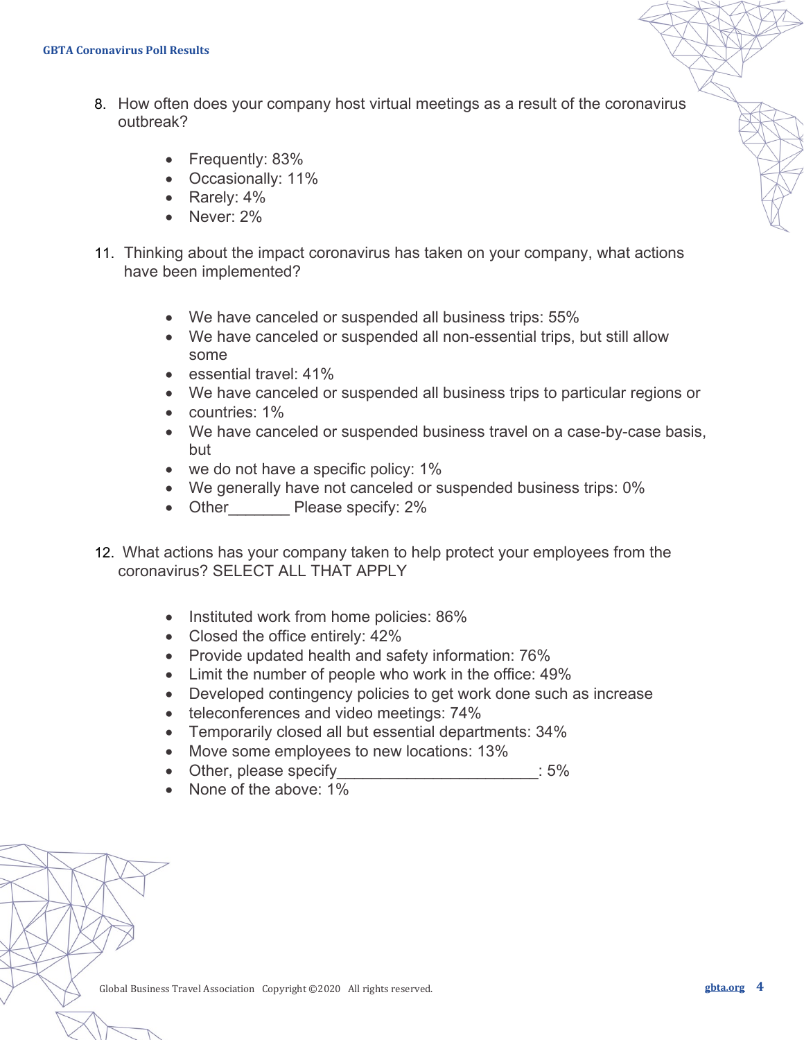8. How often does your company host virtual meetings as a result of the coronavirus outbreak?

   - Frequently: 83%
   - Occasionally: 11%
   - Rarely: 4%
   - Never: 2%

11. Thinking about the impact coronavirus has taken on your company, what actions have been implemented?

   - We have canceled or suspended all business trips: 55%
   - We have canceled or suspended all non-essential trips, but still allow some
   - essential travel: 41%
   - We have canceled or suspended all business trips to particular regions or
   - countries: 1%
   - We have canceled or suspended business travel on a case-by-case basis, but
   - we do not have a specific policy: 1%
   - We generally have not canceled or suspended business trips: 0%
   - Other_______ Please specify: 2%

12. What actions has your company taken to help protect your employees from the coronavirus? SELECT ALL THAT APPLY

   - Instituted work from home policies: 86%
   - Closed the office entirely: 42%
   - Provide updated health and safety information: 76%
   - Limit the number of people who work in the office: 49%
   - Developed contingency policies to get work done such as increase
   - teleconferences and video meetings: 74%
   - Temporarily closed all but essential departments: 34%
   - Move some employees to new locations: 13%
   - Other, please specify_______________________: 5%
   - None of the above: 1%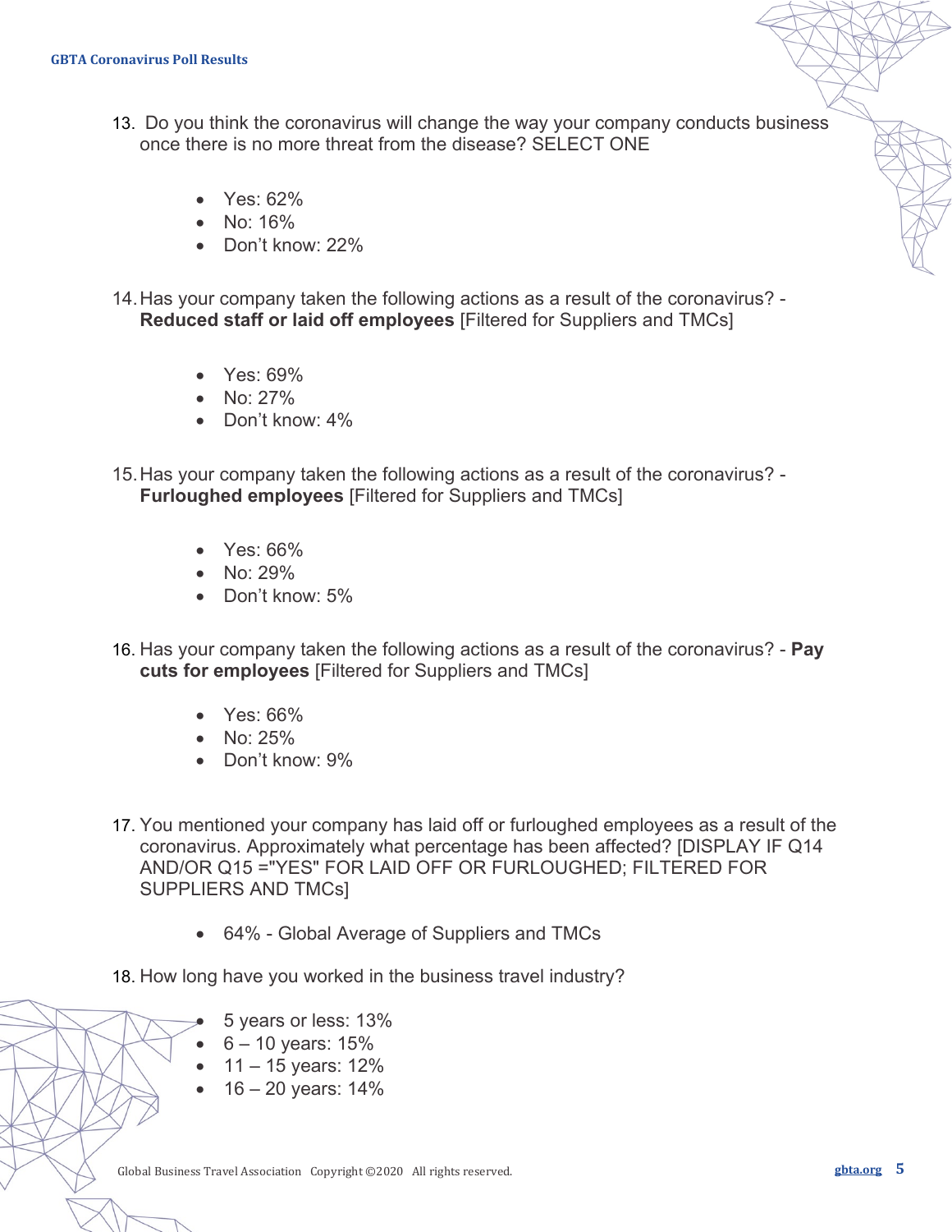13. Do you think the coronavirus will change the way your company conducts business once there is no more threat from the disease? SELECT ONE

    - Yes: 62%
    - No: 16%
    - Don't know: 22%

14. Has your company taken the following actions as a result of the coronavirus? - **Reduced staff or laid off employees** [Filtered for Suppliers and TMCs]

    - Yes: 69%
    - No: 27%
    - Don't know: 4%

15. Has your company taken the following actions as a result of the coronavirus? - **Furloughed employees** [Filtered for Suppliers and TMCs]

    - Yes: 66%
    - No: 29%
    - Don't know: 5%

16. Has your company taken the following actions as a result of the coronavirus? - **Pay cuts for employees** [Filtered for Suppliers and TMCs]

    - Yes: 66%
    - No: 25%
    - Don't know: 9%

17. You mentioned your company has laid off or furloughed employees as a result of the coronavirus. Approximately what percentage has been affected? [DISPLAY IF Q14 AND/OR Q15 ="YES" FOR LAID OFF OR FURLOUGHED; FILTERED FOR SUPPLIERS AND TMCs]

    - 64% - Global Average of Suppliers and TMCs

18. How long have you worked in the business travel industry?

    - 5 years or less: 13%
    - 6 – 10 years: 15%
    - 11 – 15 years: 12%
    - 16 – 20 years: 14%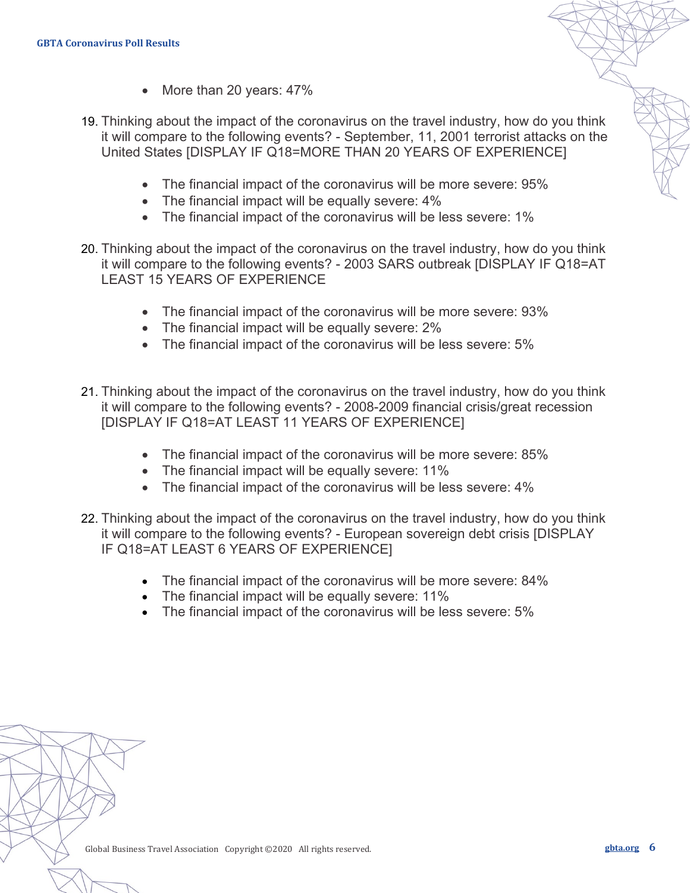- More than 20 years: 47%

19. Thinking about the impact of the coronavirus on the travel industry, how do you think it will compare to the following events? - September, 11, 2001 terrorist attacks on the United States [DISPLAY IF Q18=MORE THAN 20 YEARS OF EXPERIENCE]

    - The financial impact of the coronavirus will be more severe: 95%
    - The financial impact will be equally severe: 4%
    - The financial impact of the coronavirus will be less severe: 1%

20. Thinking about the impact of the coronavirus on the travel industry, how do you think it will compare to the following events? - 2003 SARS outbreak [DISPLAY IF Q18=AT LEAST 15 YEARS OF EXPERIENCE

    - The financial impact of the coronavirus will be more severe: 93%
    - The financial impact will be equally severe: 2%
    - The financial impact of the coronavirus will be less severe: 5%

21. Thinking about the impact of the coronavirus on the travel industry, how do you think it will compare to the following events? - 2008-2009 financial crisis/great recession [DISPLAY IF Q18=AT LEAST 11 YEARS OF EXPERIENCE]

    - The financial impact of the coronavirus will be more severe: 85%
    - The financial impact will be equally severe: 11%
    - The financial impact of the coronavirus will be less severe: 4%

22. Thinking about the impact of the coronavirus on the travel industry, how do you think it will compare to the following events? - European sovereign debt crisis [DISPLAY IF Q18=AT LEAST 6 YEARS OF EXPERIENCE]

    - The financial impact of the coronavirus will be more severe: 84%
    - The financial impact will be equally severe: 11%
    - The financial impact of the coronavirus will be less severe: 5%